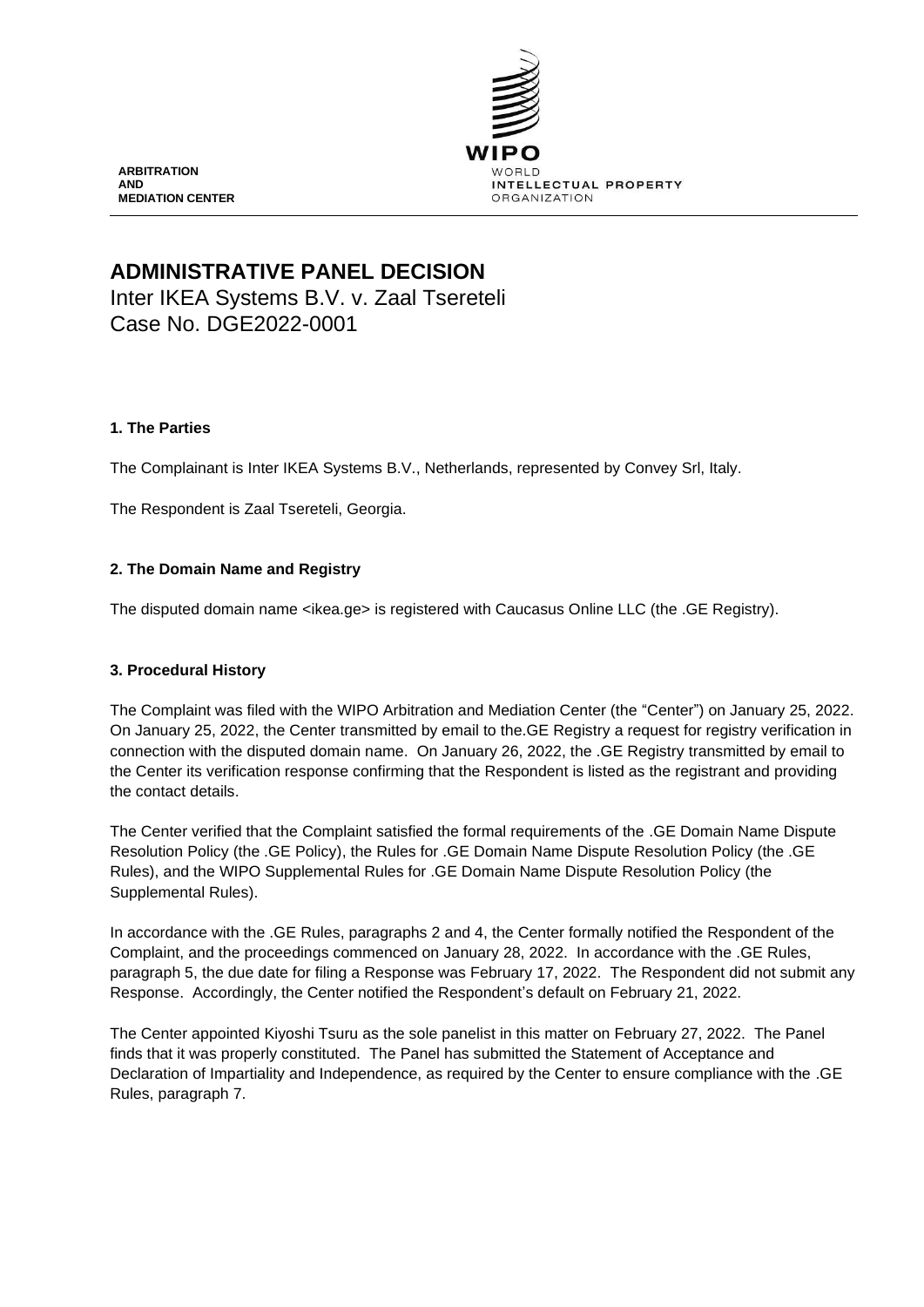ARBITRATION
AND
MEDIATION CENTER

WIPO
WORLD
INTELLECTUAL PROPERTY
ORGANIZATION

# ADMINISTRATIVE PANEL DECISION

Inter IKEA Systems B.V. v. Zaal Tsereteli
Case No. DGE2022-0001

## 1. The Parties

The Complainant is Inter IKEA Systems B.V., Netherlands, represented by Convey Srl, Italy.

The Respondent is Zaal Tsereteli, Georgia.

## 2. The Domain Name and Registry

The disputed domain name <ikea.ge> is registered with Caucasus Online LLC (the .GE Registry).

## 3. Procedural History

The Complaint was filed with the WIPO Arbitration and Mediation Center (the "Center") on January 25, 2022. On January 25, 2022, the Center transmitted by email to the.GE Registry a request for registry verification in connection with the disputed domain name. On January 26, 2022, the .GE Registry transmitted by email to the Center its verification response confirming that the Respondent is listed as the registrant and providing the contact details.

The Center verified that the Complaint satisfied the formal requirements of the .GE Domain Name Dispute Resolution Policy (the .GE Policy), the Rules for .GE Domain Name Dispute Resolution Policy (the .GE Rules), and the WIPO Supplemental Rules for .GE Domain Name Dispute Resolution Policy (the Supplemental Rules).

In accordance with the .GE Rules, paragraphs 2 and 4, the Center formally notified the Respondent of the Complaint, and the proceedings commenced on January 28, 2022. In accordance with the .GE Rules, paragraph 5, the due date for filing a Response was February 17, 2022. The Respondent did not submit any Response. Accordingly, the Center notified the Respondent's default on February 21, 2022.

The Center appointed Kiyoshi Tsuru as the sole panelist in this matter on February 27, 2022. The Panel finds that it was properly constituted. The Panel has submitted the Statement of Acceptance and Declaration of Impartiality and Independence, as required by the Center to ensure compliance with the .GE Rules, paragraph 7.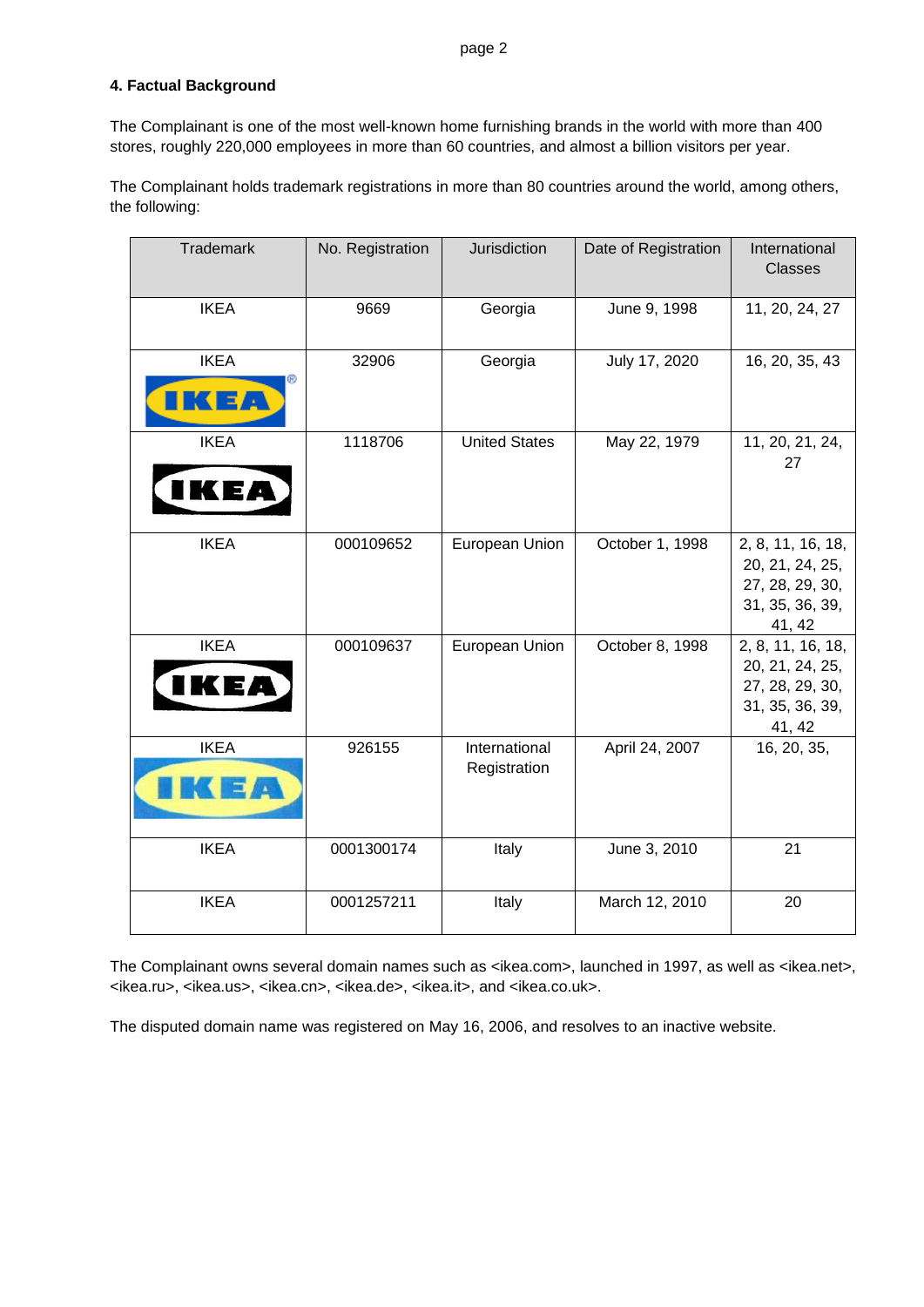### 4. Factual Background

The Complainant is one of the most well-known home furnishing brands in the world with more than 400 stores, roughly 220,000 employees in more than 60 countries, and almost a billion visitors per year.

The Complainant holds trademark registrations in more than 80 countries around the world, among others, the following:

| Trademark | No. Registration | Jurisdiction | Date of Registration | International Classes |
|---|---|---|---|---|
| IKEA | 9669 | Georgia | June 9, 1998 | 11, 20, 24, 27 |
| IKEA | 32906 | Georgia | July 17, 2020 | 16, 20, 35, 43 |
| IKEA | 1118706 | United States | May 22, 1979 | 11, 20, 21, 24, 27 |
| IKEA | 000109652 | European Union | October 1, 1998 | 2, 8, 11, 16, 18, 20, 21, 24, 25, 27, 28, 29, 30, 31, 35, 36, 39, 41, 42 |
| IKEA | 000109637 | European Union | October 8, 1998 | 2, 8, 11, 16, 18, 20, 21, 24, 25, 27, 28, 29, 30, 31, 35, 36, 39, 41, 42 |
| IKEA | 926155 | International Registration | April 24, 2007 | 16, 20, 35, |
| IKEA | 0001300174 | Italy | June 3, 2010 | 21 |
| IKEA | 0001257211 | Italy | March 12, 2010 | 20 |

The Complainant owns several domain names such as <ikea.com>, launched in 1997, as well as <ikea.net>, <ikea.ru>, <ikea.us>, <ikea.cn>, <ikea.de>, <ikea.it>, and <ikea.co.uk>.

The disputed domain name was registered on May 16, 2006, and resolves to an inactive website.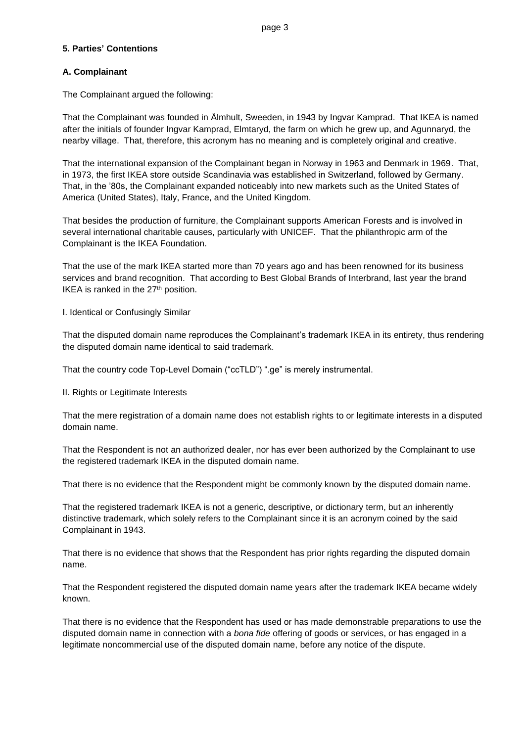**5. Parties' Contentions**

**A. Complainant**

The Complainant argued the following:

That the Complainant was founded in Älmhult, Sweeden, in 1943 by Ingvar Kamprad. That IKEA is named after the initials of founder Ingvar Kamprad, Elmtaryd, the farm on which he grew up, and Agunnaryd, the nearby village. That, therefore, this acronym has no meaning and is completely original and creative.

That the international expansion of the Complainant began in Norway in 1963 and Denmark in 1969. That, in 1973, the first IKEA store outside Scandinavia was established in Switzerland, followed by Germany. That, in the '80s, the Complainant expanded noticeably into new markets such as the United States of America (United States), Italy, France, and the United Kingdom.

That besides the production of furniture, the Complainant supports American Forests and is involved in several international charitable causes, particularly with UNICEF. That the philanthropic arm of the Complainant is the IKEA Foundation.

That the use of the mark IKEA started more than 70 years ago and has been renowned for its business services and brand recognition. That according to Best Global Brands of Interbrand, last year the brand IKEA is ranked in the 27th position.

I. Identical or Confusingly Similar

That the disputed domain name reproduces the Complainant's trademark IKEA in its entirety, thus rendering the disputed domain name identical to said trademark.

That the country code Top-Level Domain ("ccTLD") ".ge" is merely instrumental.

II. Rights or Legitimate Interests

That the mere registration of a domain name does not establish rights to or legitimate interests in a disputed domain name.

That the Respondent is not an authorized dealer, nor has ever been authorized by the Complainant to use the registered trademark IKEA in the disputed domain name.

That there is no evidence that the Respondent might be commonly known by the disputed domain name.

That the registered trademark IKEA is not a generic, descriptive, or dictionary term, but an inherently distinctive trademark, which solely refers to the Complainant since it is an acronym coined by the said Complainant in 1943.

That there is no evidence that shows that the Respondent has prior rights regarding the disputed domain name.

That the Respondent registered the disputed domain name years after the trademark IKEA became widely known.

That there is no evidence that the Respondent has used or has made demonstrable preparations to use the disputed domain name in connection with a *bona fide* offering of goods or services, or has engaged in a legitimate noncommercial use of the disputed domain name, before any notice of the dispute.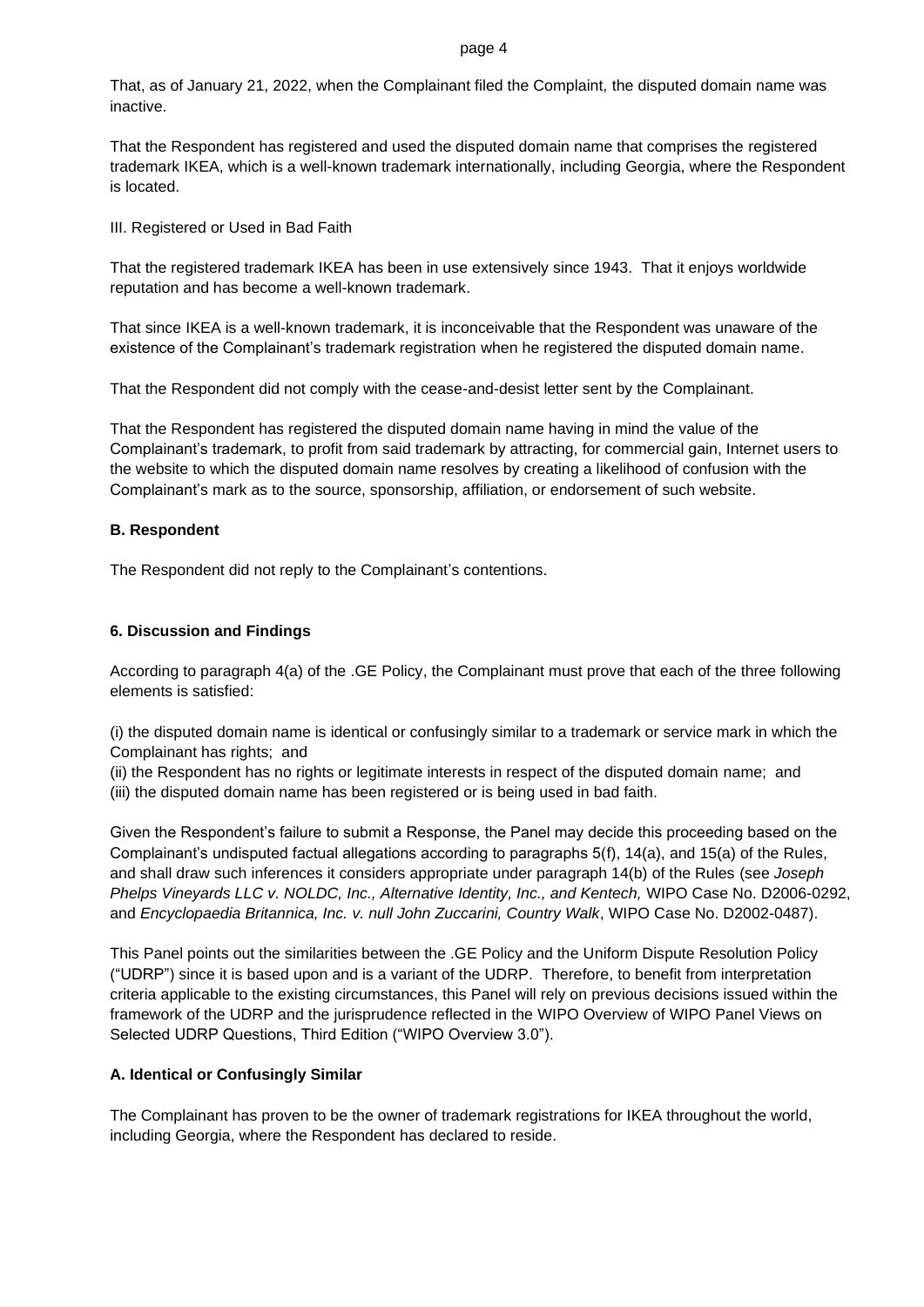That, as of January 21, 2022, when the Complainant filed the Complaint, the disputed domain name was inactive.

That the Respondent has registered and used the disputed domain name that comprises the registered trademark IKEA, which is a well-known trademark internationally, including Georgia, where the Respondent is located.

III. Registered or Used in Bad Faith

That the registered trademark IKEA has been in use extensively since 1943. That it enjoys worldwide reputation and has become a well-known trademark.

That since IKEA is a well-known trademark, it is inconceivable that the Respondent was unaware of the existence of the Complainant's trademark registration when he registered the disputed domain name.

That the Respondent did not comply with the cease-and-desist letter sent by the Complainant.

That the Respondent has registered the disputed domain name having in mind the value of the Complainant's trademark, to profit from said trademark by attracting, for commercial gain, Internet users to the website to which the disputed domain name resolves by creating a likelihood of confusion with the Complainant's mark as to the source, sponsorship, affiliation, or endorsement of such website.

**B. Respondent**

The Respondent did not reply to the Complainant's contentions.

**6. Discussion and Findings**

According to paragraph 4(a) of the .GE Policy, the Complainant must prove that each of the three following elements is satisfied:

(i) the disputed domain name is identical or confusingly similar to a trademark or service mark in which the Complainant has rights; and
(ii) the Respondent has no rights or legitimate interests in respect of the disputed domain name; and
(iii) the disputed domain name has been registered or is being used in bad faith.

Given the Respondent's failure to submit a Response, the Panel may decide this proceeding based on the Complainant's undisputed factual allegations according to paragraphs 5(f), 14(a), and 15(a) of the Rules, and shall draw such inferences it considers appropriate under paragraph 14(b) of the Rules (see *Joseph Phelps Vineyards LLC v. NOLDC, Inc., Alternative Identity, Inc., and Kentech,* WIPO Case No. D2006-0292, and *Encyclopaedia Britannica, Inc. v. null John Zuccarini, Country Walk*, WIPO Case No. D2002-0487).

This Panel points out the similarities between the .GE Policy and the Uniform Dispute Resolution Policy ("UDRP") since it is based upon and is a variant of the UDRP. Therefore, to benefit from interpretation criteria applicable to the existing circumstances, this Panel will rely on previous decisions issued within the framework of the UDRP and the jurisprudence reflected in the WIPO Overview of WIPO Panel Views on Selected UDRP Questions, Third Edition ("WIPO Overview 3.0").

**A. Identical or Confusingly Similar**

The Complainant has proven to be the owner of trademark registrations for IKEA throughout the world, including Georgia, where the Respondent has declared to reside.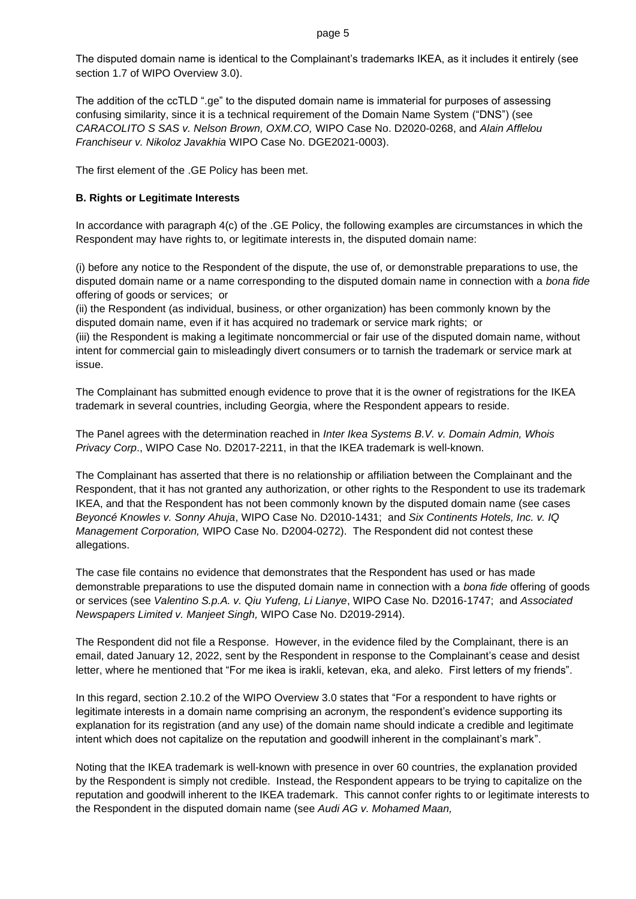The disputed domain name is identical to the Complainant's trademarks IKEA, as it includes it entirely (see section 1.7 of WIPO Overview 3.0).

The addition of the ccTLD ".ge" to the disputed domain name is immaterial for purposes of assessing confusing similarity, since it is a technical requirement of the Domain Name System ("DNS") (see *CARACOLITO S SAS v. Nelson Brown, OXM.CO,* WIPO Case No. D2020-0268, and *Alain Afflelou Franchiseur v. Nikoloz Javakhia* WIPO Case No. DGE2021-0003).

The first element of the .GE Policy has been met.

**B. Rights or Legitimate Interests**

In accordance with paragraph 4(c) of the .GE Policy, the following examples are circumstances in which the Respondent may have rights to, or legitimate interests in, the disputed domain name:

(i) before any notice to the Respondent of the dispute, the use of, or demonstrable preparations to use, the disputed domain name or a name corresponding to the disputed domain name in connection with a *bona fide* offering of goods or services; or

(ii) the Respondent (as individual, business, or other organization) has been commonly known by the disputed domain name, even if it has acquired no trademark or service mark rights; or

(iii) the Respondent is making a legitimate noncommercial or fair use of the disputed domain name, without intent for commercial gain to misleadingly divert consumers or to tarnish the trademark or service mark at issue.

The Complainant has submitted enough evidence to prove that it is the owner of registrations for the IKEA trademark in several countries, including Georgia, where the Respondent appears to reside.

The Panel agrees with the determination reached in *Inter Ikea Systems B.V. v. Domain Admin, Whois Privacy Corp*., WIPO Case No. D2017-2211, in that the IKEA trademark is well-known.

The Complainant has asserted that there is no relationship or affiliation between the Complainant and the Respondent, that it has not granted any authorization, or other rights to the Respondent to use its trademark IKEA, and that the Respondent has not been commonly known by the disputed domain name (see cases *Beyoncé Knowles v. Sonny Ahuja*, WIPO Case No. D2010-1431; and *Six Continents Hotels, Inc. v. IQ Management Corporation,* WIPO Case No. D2004-0272). The Respondent did not contest these allegations.

The case file contains no evidence that demonstrates that the Respondent has used or has made demonstrable preparations to use the disputed domain name in connection with a *bona fide* offering of goods or services (see *Valentino S.p.A. v. Qiu Yufeng, Li Lianye*, WIPO Case No. D2016-1747; and *Associated Newspapers Limited v. Manjeet Singh,* WIPO Case No. D2019-2914).

The Respondent did not file a Response. However, in the evidence filed by the Complainant, there is an email, dated January 12, 2022, sent by the Respondent in response to the Complainant's cease and desist letter, where he mentioned that "For me ikea is irakli, ketevan, eka, and aleko. First letters of my friends".

In this regard, section 2.10.2 of the WIPO Overview 3.0 states that "For a respondent to have rights or legitimate interests in a domain name comprising an acronym, the respondent's evidence supporting its explanation for its registration (and any use) of the domain name should indicate a credible and legitimate intent which does not capitalize on the reputation and goodwill inherent in the complainant's mark".

Noting that the IKEA trademark is well-known with presence in over 60 countries, the explanation provided by the Respondent is simply not credible. Instead, the Respondent appears to be trying to capitalize on the reputation and goodwill inherent to the IKEA trademark. This cannot confer rights to or legitimate interests to the Respondent in the disputed domain name (see *Audi AG v. Mohamed Maan,*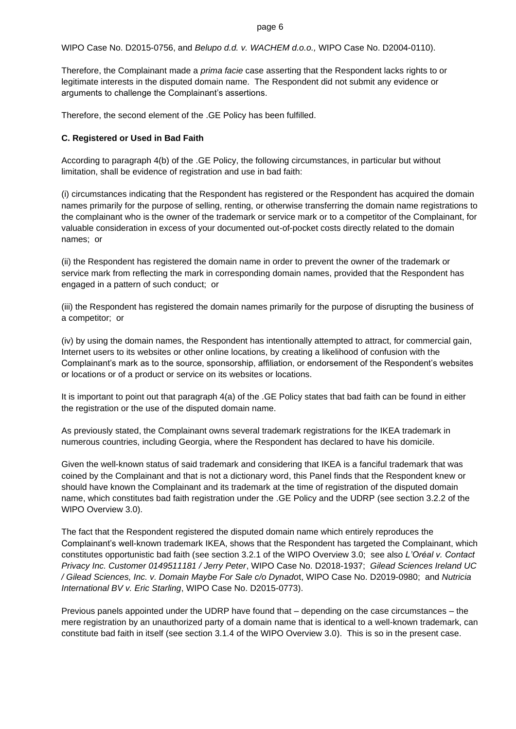WIPO Case No. D2015-0756, and *Belupo d.d. v. WACHEM d.o.o.,* WIPO Case No. D2004-0110).

Therefore, the Complainant made a *prima facie* case asserting that the Respondent lacks rights to or legitimate interests in the disputed domain name. The Respondent did not submit any evidence or arguments to challenge the Complainant's assertions.

Therefore, the second element of the .GE Policy has been fulfilled.

**C. Registered or Used in Bad Faith**

According to paragraph 4(b) of the .GE Policy, the following circumstances, in particular but without limitation, shall be evidence of registration and use in bad faith:

(i) circumstances indicating that the Respondent has registered or the Respondent has acquired the domain names primarily for the purpose of selling, renting, or otherwise transferring the domain name registrations to the complainant who is the owner of the trademark or service mark or to a competitor of the Complainant, for valuable consideration in excess of your documented out-of-pocket costs directly related to the domain names; or

(ii) the Respondent has registered the domain name in order to prevent the owner of the trademark or service mark from reflecting the mark in corresponding domain names, provided that the Respondent has engaged in a pattern of such conduct; or

(iii) the Respondent has registered the domain names primarily for the purpose of disrupting the business of a competitor; or

(iv) by using the domain names, the Respondent has intentionally attempted to attract, for commercial gain, Internet users to its websites or other online locations, by creating a likelihood of confusion with the Complainant's mark as to the source, sponsorship, affiliation, or endorsement of the Respondent's websites or locations or of a product or service on its websites or locations.

It is important to point out that paragraph 4(a) of the .GE Policy states that bad faith can be found in either the registration or the use of the disputed domain name.

As previously stated, the Complainant owns several trademark registrations for the IKEA trademark in numerous countries, including Georgia, where the Respondent has declared to have his domicile.

Given the well-known status of said trademark and considering that IKEA is a fanciful trademark that was coined by the Complainant and that is not a dictionary word, this Panel finds that the Respondent knew or should have known the Complainant and its trademark at the time of registration of the disputed domain name, which constitutes bad faith registration under the .GE Policy and the UDRP (see section 3.2.2 of the WIPO Overview 3.0).

The fact that the Respondent registered the disputed domain name which entirely reproduces the Complainant's well-known trademark IKEA, shows that the Respondent has targeted the Complainant, which constitutes opportunistic bad faith (see section 3.2.1 of the WIPO Overview 3.0; see also *L'Oréal v. Contact Privacy Inc. Customer 0149511181 / Jerry Peter*, WIPO Case No. D2018-1937; *Gilead Sciences Ireland UC / Gilead Sciences, Inc. v. Domain Maybe For Sale c/o Dynadot*, WIPO Case No. D2019-0980; and *Nutricia International BV v. Eric Starling*, WIPO Case No. D2015-0773).

Previous panels appointed under the UDRP have found that – depending on the case circumstances – the mere registration by an unauthorized party of a domain name that is identical to a well-known trademark, can constitute bad faith in itself (see section 3.1.4 of the WIPO Overview 3.0). This is so in the present case.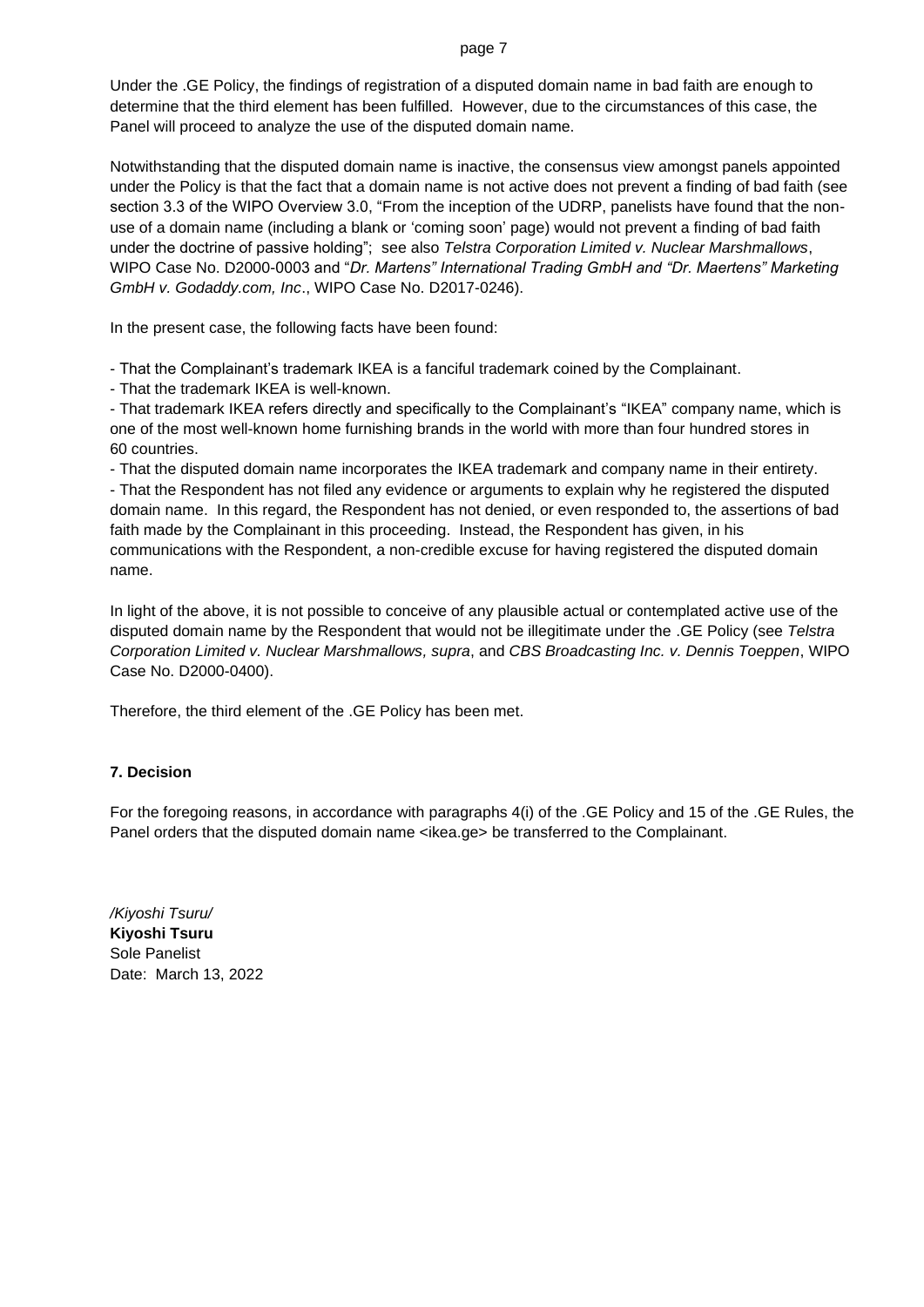Under the .GE Policy, the findings of registration of a disputed domain name in bad faith are enough to determine that the third element has been fulfilled. However, due to the circumstances of this case, the Panel will proceed to analyze the use of the disputed domain name.

Notwithstanding that the disputed domain name is inactive, the consensus view amongst panels appointed under the Policy is that the fact that a domain name is not active does not prevent a finding of bad faith (see section 3.3 of the WIPO Overview 3.0, "From the inception of the UDRP, panelists have found that the non-use of a domain name (including a blank or 'coming soon' page) would not prevent a finding of bad faith under the doctrine of passive holding"; see also *Telstra Corporation Limited v. Nuclear Marshmallows*, WIPO Case No. D2000-0003 and "*Dr. Martens" International Trading GmbH and "Dr. Maertens" Marketing GmbH v. Godaddy.com, Inc*., WIPO Case No. D2017-0246).

In the present case, the following facts have been found:

- That the Complainant's trademark IKEA is a fanciful trademark coined by the Complainant.
- That the trademark IKEA is well-known.
- That trademark IKEA refers directly and specifically to the Complainant's "IKEA" company name, which is one of the most well-known home furnishing brands in the world with more than four hundred stores in 60 countries.
- That the disputed domain name incorporates the IKEA trademark and company name in their entirety.
- That the Respondent has not filed any evidence or arguments to explain why he registered the disputed domain name. In this regard, the Respondent has not denied, or even responded to, the assertions of bad faith made by the Complainant in this proceeding. Instead, the Respondent has given, in his communications with the Respondent, a non-credible excuse for having registered the disputed domain name.

In light of the above, it is not possible to conceive of any plausible actual or contemplated active use of the disputed domain name by the Respondent that would not be illegitimate under the .GE Policy (see *Telstra Corporation Limited v. Nuclear Marshmallows, supra*, and *CBS Broadcasting Inc. v. Dennis Toeppen*, WIPO Case No. D2000-0400).

Therefore, the third element of the .GE Policy has been met.

## 7. Decision

For the foregoing reasons, in accordance with paragraphs 4(i) of the .GE Policy and 15 of the .GE Rules, the Panel orders that the disputed domain name <ikea.ge> be transferred to the Complainant.

*/Kiyoshi Tsuru/*
**Kiyoshi Tsuru**
Sole Panelist
Date: March 13, 2022